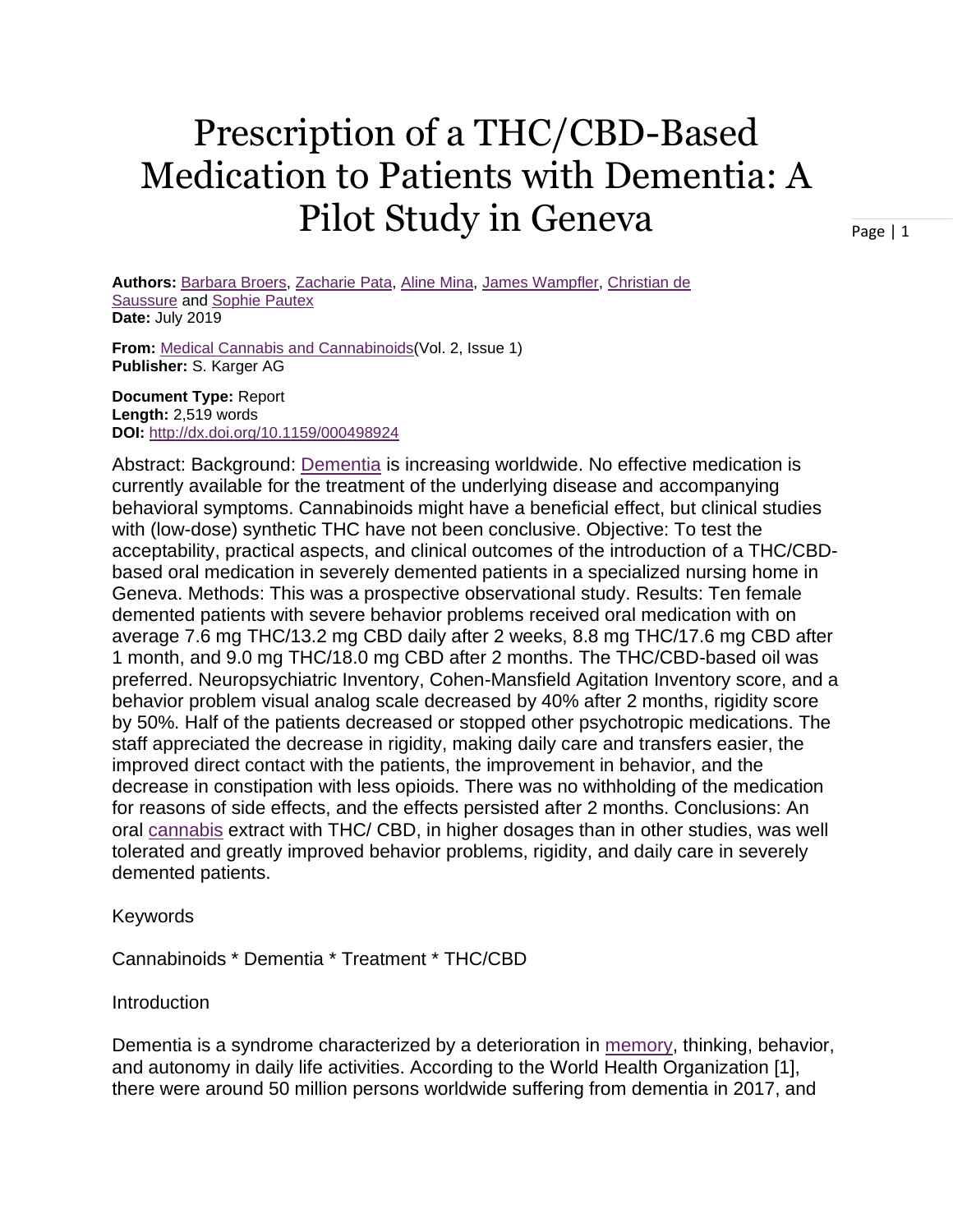# Prescription of a THC/CBD-Based Medication to Patients with Dementia: A Pilot Study in Geneva

**Authors:** Barbara Broers, Zacharie Pata, Aline Mina, James Wampfler, Christian de Saussure and Sophie Pautex
**Date:** July 2019

**From:** Medical Cannabis and Cannabinoids(Vol. 2, Issue 1)
**Publisher:** S. Karger AG

**Document Type:** Report
**Length:** 2,519 words
**DOI:** http://dx.doi.org/10.1159/000498924

Abstract: Background: Dementia is increasing worldwide. No effective medication is currently available for the treatment of the underlying disease and accompanying behavioral symptoms. Cannabinoids might have a beneficial effect, but clinical studies with (low-dose) synthetic THC have not been conclusive. Objective: To test the acceptability, practical aspects, and clinical outcomes of the introduction of a THC/CBD-based oral medication in severely demented patients in a specialized nursing home in Geneva. Methods: This was a prospective observational study. Results: Ten female demented patients with severe behavior problems received oral medication with on average 7.6 mg THC/13.2 mg CBD daily after 2 weeks, 8.8 mg THC/17.6 mg CBD after 1 month, and 9.0 mg THC/18.0 mg CBD after 2 months. The THC/CBD-based oil was preferred. Neuropsychiatric Inventory, Cohen-Mansfield Agitation Inventory score, and a behavior problem visual analog scale decreased by 40% after 2 months, rigidity score by 50%. Half of the patients decreased or stopped other psychotropic medications. The staff appreciated the decrease in rigidity, making daily care and transfers easier, the improved direct contact with the patients, the improvement in behavior, and the decrease in constipation with less opioids. There was no withholding of the medication for reasons of side effects, and the effects persisted after 2 months. Conclusions: An oral cannabis extract with THC/ CBD, in higher dosages than in other studies, was well tolerated and greatly improved behavior problems, rigidity, and daily care in severely demented patients.

Keywords

Cannabinoids * Dementia * Treatment * THC/CBD

Introduction

Dementia is a syndrome characterized by a deterioration in memory, thinking, behavior, and autonomy in daily life activities. According to the World Health Organization [1], there were around 50 million persons worldwide suffering from dementia in 2017, and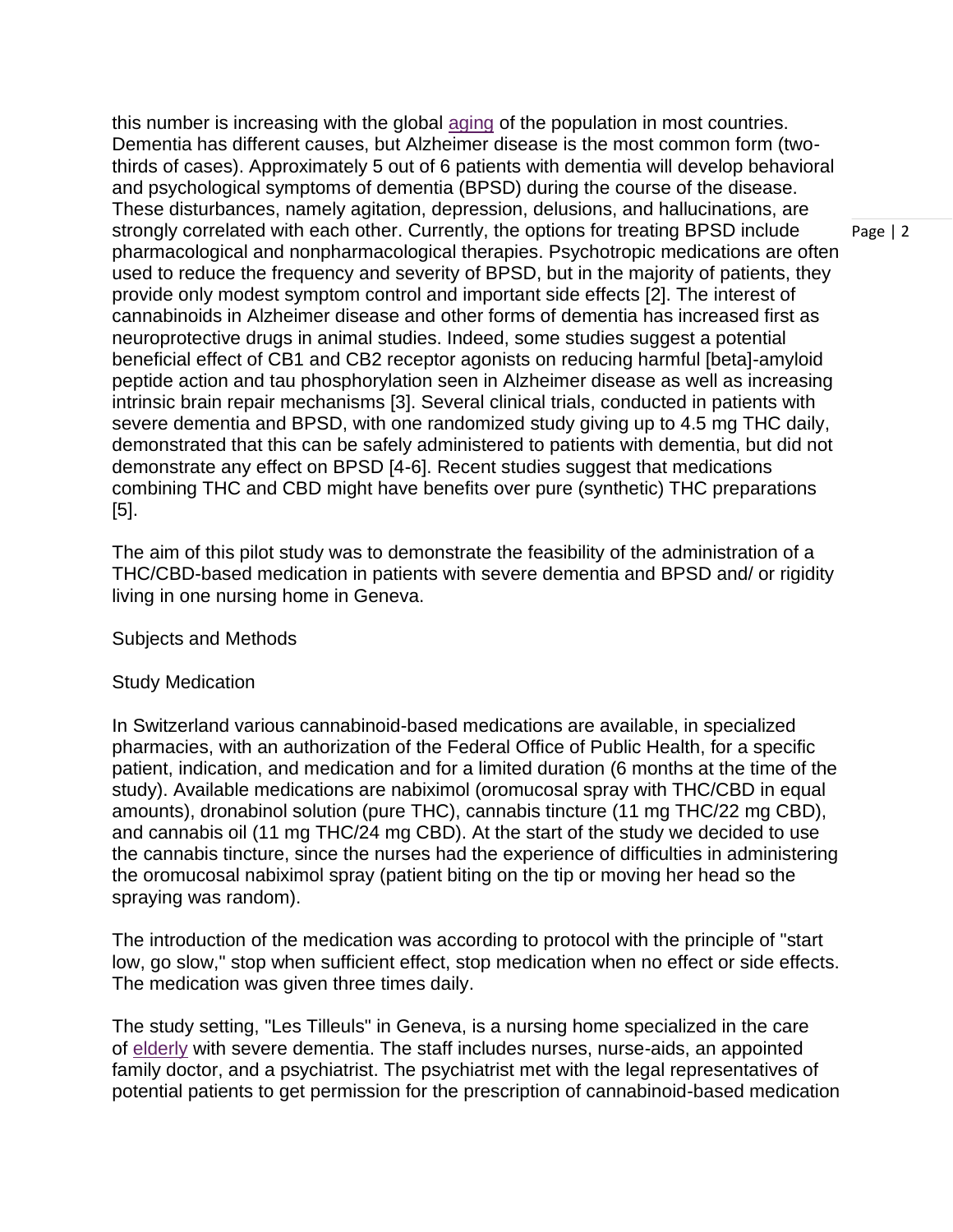this number is increasing with the global aging of the population in most countries. Dementia has different causes, but Alzheimer disease is the most common form (two-thirds of cases). Approximately 5 out of 6 patients with dementia will develop behavioral and psychological symptoms of dementia (BPSD) during the course of the disease. These disturbances, namely agitation, depression, delusions, and hallucinations, are strongly correlated with each other. Currently, the options for treating BPSD include pharmacological and nonpharmacological therapies. Psychotropic medications are often used to reduce the frequency and severity of BPSD, but in the majority of patients, they provide only modest symptom control and important side effects [2]. The interest of cannabinoids in Alzheimer disease and other forms of dementia has increased first as neuroprotective drugs in animal studies. Indeed, some studies suggest a potential beneficial effect of CB1 and CB2 receptor agonists on reducing harmful [beta]-amyloid peptide action and tau phosphorylation seen in Alzheimer disease as well as increasing intrinsic brain repair mechanisms [3]. Several clinical trials, conducted in patients with severe dementia and BPSD, with one randomized study giving up to 4.5 mg THC daily, demonstrated that this can be safely administered to patients with dementia, but did not demonstrate any effect on BPSD [4-6]. Recent studies suggest that medications combining THC and CBD might have benefits over pure (synthetic) THC preparations [5].

The aim of this pilot study was to demonstrate the feasibility of the administration of a THC/CBD-based medication in patients with severe dementia and BPSD and/ or rigidity living in one nursing home in Geneva.

## Subjects and Methods

### Study Medication

In Switzerland various cannabinoid-based medications are available, in specialized pharmacies, with an authorization of the Federal Office of Public Health, for a specific patient, indication, and medication and for a limited duration (6 months at the time of the study). Available medications are nabiximol (oromucosal spray with THC/CBD in equal amounts), dronabinol solution (pure THC), cannabis tincture (11 mg THC/22 mg CBD), and cannabis oil (11 mg THC/24 mg CBD). At the start of the study we decided to use the cannabis tincture, since the nurses had the experience of difficulties in administering the oromucosal nabiximol spray (patient biting on the tip or moving her head so the spraying was random).

The introduction of the medication was according to protocol with the principle of "start low, go slow," stop when sufficient effect, stop medication when no effect or side effects. The medication was given three times daily.

The study setting, "Les Tilleuls" in Geneva, is a nursing home specialized in the care of elderly with severe dementia. The staff includes nurses, nurse-aids, an appointed family doctor, and a psychiatrist. The psychiatrist met with the legal representatives of potential patients to get permission for the prescription of cannabinoid-based medication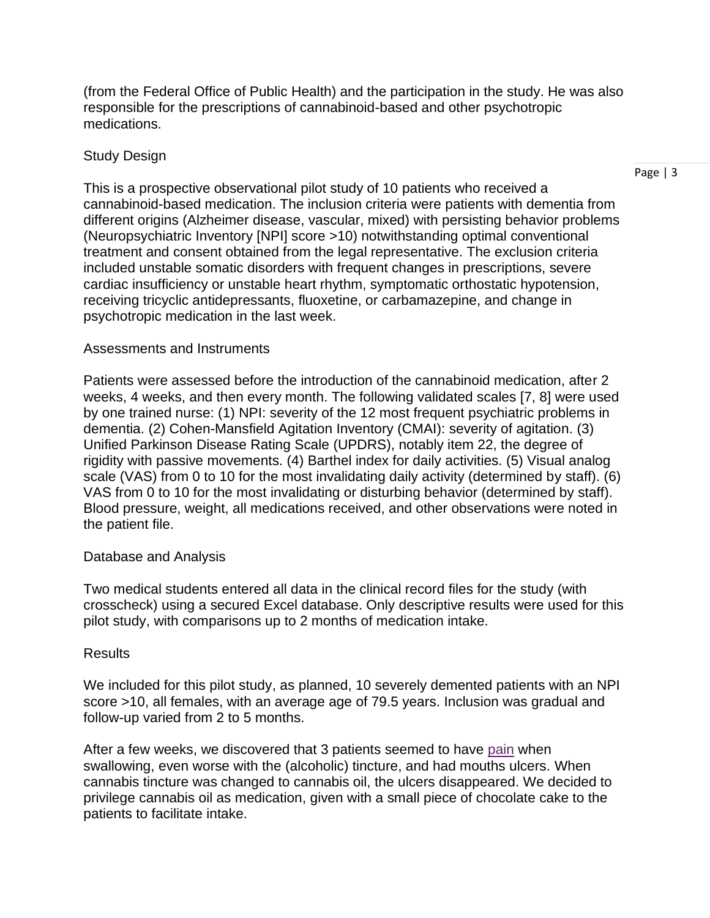(from the Federal Office of Public Health) and the participation in the study. He was also responsible for the prescriptions of cannabinoid-based and other psychotropic medications.

## Study Design

This is a prospective observational pilot study of 10 patients who received a cannabinoid-based medication. The inclusion criteria were patients with dementia from different origins (Alzheimer disease, vascular, mixed) with persisting behavior problems (Neuropsychiatric Inventory [NPI] score >10) notwithstanding optimal conventional treatment and consent obtained from the legal representative. The exclusion criteria included unstable somatic disorders with frequent changes in prescriptions, severe cardiac insufficiency or unstable heart rhythm, symptomatic orthostatic hypotension, receiving tricyclic antidepressants, fluoxetine, or carbamazepine, and change in psychotropic medication in the last week.

## Assessments and Instruments

Patients were assessed before the introduction of the cannabinoid medication, after 2 weeks, 4 weeks, and then every month. The following validated scales [7, 8] were used by one trained nurse: (1) NPI: severity of the 12 most frequent psychiatric problems in dementia. (2) Cohen-Mansfield Agitation Inventory (CMAI): severity of agitation. (3) Unified Parkinson Disease Rating Scale (UPDRS), notably item 22, the degree of rigidity with passive movements. (4) Barthel index for daily activities. (5) Visual analog scale (VAS) from 0 to 10 for the most invalidating daily activity (determined by staff). (6) VAS from 0 to 10 for the most invalidating or disturbing behavior (determined by staff). Blood pressure, weight, all medications received, and other observations were noted in the patient file.

## Database and Analysis

Two medical students entered all data in the clinical record files for the study (with crosscheck) using a secured Excel database. Only descriptive results were used for this pilot study, with comparisons up to 2 months of medication intake.

## Results

We included for this pilot study, as planned, 10 severely demented patients with an NPI score >10, all females, with an average age of 79.5 years. Inclusion was gradual and follow-up varied from 2 to 5 months.

After a few weeks, we discovered that 3 patients seemed to have pain when swallowing, even worse with the (alcoholic) tincture, and had mouths ulcers. When cannabis tincture was changed to cannabis oil, the ulcers disappeared. We decided to privilege cannabis oil as medication, given with a small piece of chocolate cake to the patients to facilitate intake.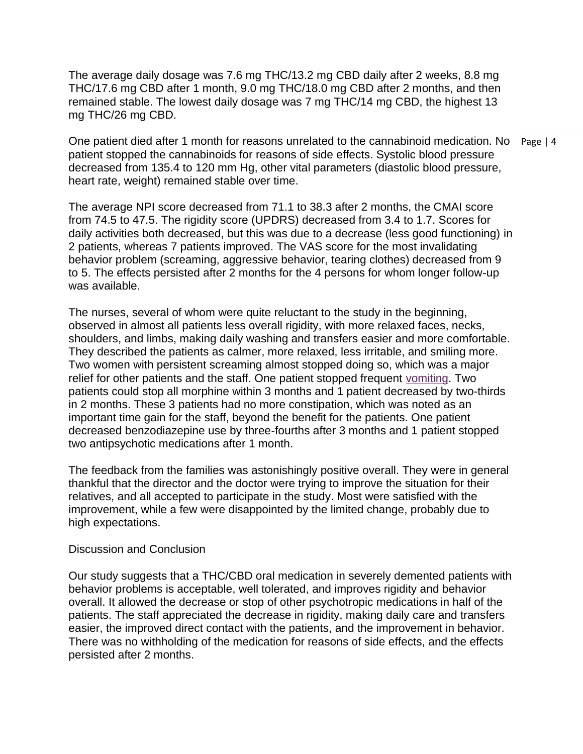The average daily dosage was 7.6 mg THC/13.2 mg CBD daily after 2 weeks, 8.8 mg THC/17.6 mg CBD after 1 month, 9.0 mg THC/18.0 mg CBD after 2 months, and then remained stable. The lowest daily dosage was 7 mg THC/14 mg CBD, the highest 13 mg THC/26 mg CBD.

One patient died after 1 month for reasons unrelated to the cannabinoid medication. No patient stopped the cannabinoids for reasons of side effects. Systolic blood pressure decreased from 135.4 to 120 mm Hg, other vital parameters (diastolic blood pressure, heart rate, weight) remained stable over time.

The average NPI score decreased from 71.1 to 38.3 after 2 months, the CMAI score from 74.5 to 47.5. The rigidity score (UPDRS) decreased from 3.4 to 1.7. Scores for daily activities both decreased, but this was due to a decrease (less good functioning) in 2 patients, whereas 7 patients improved. The VAS score for the most invalidating behavior problem (screaming, aggressive behavior, tearing clothes) decreased from 9 to 5. The effects persisted after 2 months for the 4 persons for whom longer follow-up was available.

The nurses, several of whom were quite reluctant to the study in the beginning, observed in almost all patients less overall rigidity, with more relaxed faces, necks, shoulders, and limbs, making daily washing and transfers easier and more comfortable. They described the patients as calmer, more relaxed, less irritable, and smiling more. Two women with persistent screaming almost stopped doing so, which was a major relief for other patients and the staff. One patient stopped frequent vomiting. Two patients could stop all morphine within 3 months and 1 patient decreased by two-thirds in 2 months. These 3 patients had no more constipation, which was noted as an important time gain for the staff, beyond the benefit for the patients. One patient decreased benzodiazepine use by three-fourths after 3 months and 1 patient stopped two antipsychotic medications after 1 month.

The feedback from the families was astonishingly positive overall. They were in general thankful that the director and the doctor were trying to improve the situation for their relatives, and all accepted to participate in the study. Most were satisfied with the improvement, while a few were disappointed by the limited change, probably due to high expectations.

## Discussion and Conclusion

Our study suggests that a THC/CBD oral medication in severely demented patients with behavior problems is acceptable, well tolerated, and improves rigidity and behavior overall. It allowed the decrease or stop of other psychotropic medications in half of the patients. The staff appreciated the decrease in rigidity, making daily care and transfers easier, the improved direct contact with the patients, and the improvement in behavior. There was no withholding of the medication for reasons of side effects, and the effects persisted after 2 months.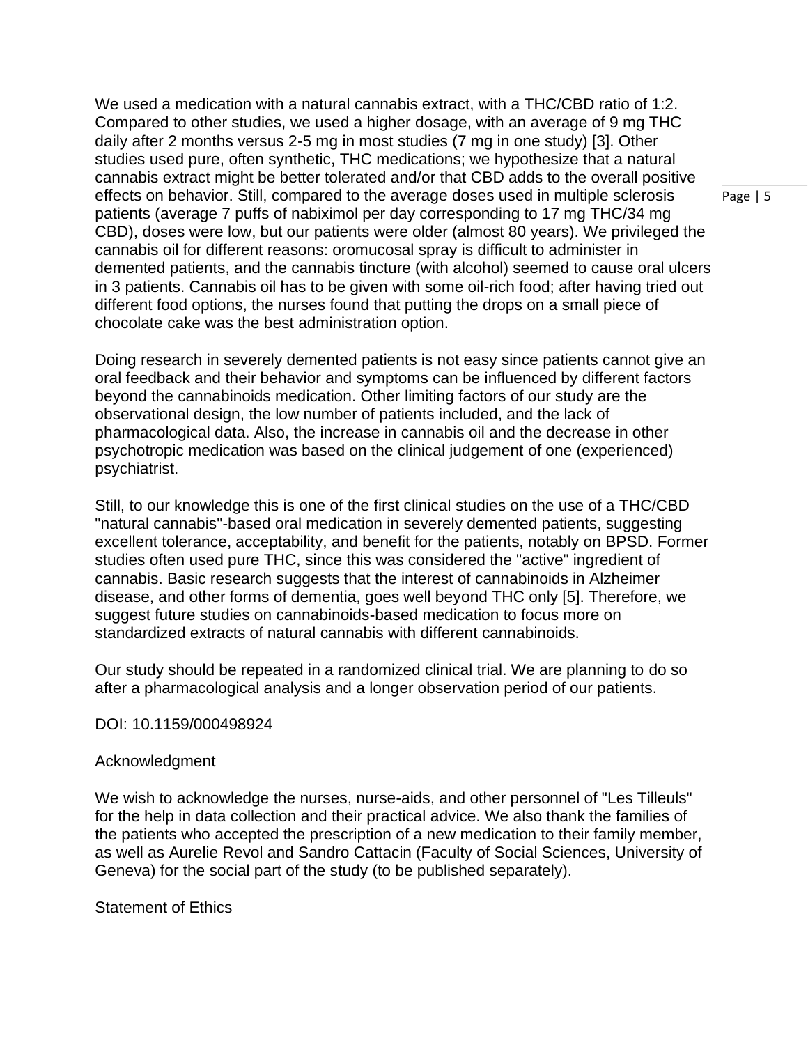We used a medication with a natural cannabis extract, with a THC/CBD ratio of 1:2. Compared to other studies, we used a higher dosage, with an average of 9 mg THC daily after 2 months versus 2-5 mg in most studies (7 mg in one study) [3]. Other studies used pure, often synthetic, THC medications; we hypothesize that a natural cannabis extract might be better tolerated and/or that CBD adds to the overall positive effects on behavior. Still, compared to the average doses used in multiple sclerosis patients (average 7 puffs of nabiximol per day corresponding to 17 mg THC/34 mg CBD), doses were low, but our patients were older (almost 80 years). We privileged the cannabis oil for different reasons: oromucosal spray is difficult to administer in demented patients, and the cannabis tincture (with alcohol) seemed to cause oral ulcers in 3 patients. Cannabis oil has to be given with some oil-rich food; after having tried out different food options, the nurses found that putting the drops on a small piece of chocolate cake was the best administration option.

Doing research in severely demented patients is not easy since patients cannot give an oral feedback and their behavior and symptoms can be influenced by different factors beyond the cannabinoids medication. Other limiting factors of our study are the observational design, the low number of patients included, and the lack of pharmacological data. Also, the increase in cannabis oil and the decrease in other psychotropic medication was based on the clinical judgement of one (experienced) psychiatrist.

Still, to our knowledge this is one of the first clinical studies on the use of a THC/CBD "natural cannabis"-based oral medication in severely demented patients, suggesting excellent tolerance, acceptability, and benefit for the patients, notably on BPSD. Former studies often used pure THC, since this was considered the "active" ingredient of cannabis. Basic research suggests that the interest of cannabinoids in Alzheimer disease, and other forms of dementia, goes well beyond THC only [5]. Therefore, we suggest future studies on cannabinoids-based medication to focus more on standardized extracts of natural cannabis with different cannabinoids.

Our study should be repeated in a randomized clinical trial. We are planning to do so after a pharmacological analysis and a longer observation period of our patients.

DOI: 10.1159/000498924

## Acknowledgment

We wish to acknowledge the nurses, nurse-aids, and other personnel of "Les Tilleuls" for the help in data collection and their practical advice. We also thank the families of the patients who accepted the prescription of a new medication to their family member, as well as Aurelie Revol and Sandro Cattacin (Faculty of Social Sciences, University of Geneva) for the social part of the study (to be published separately).

## Statement of Ethics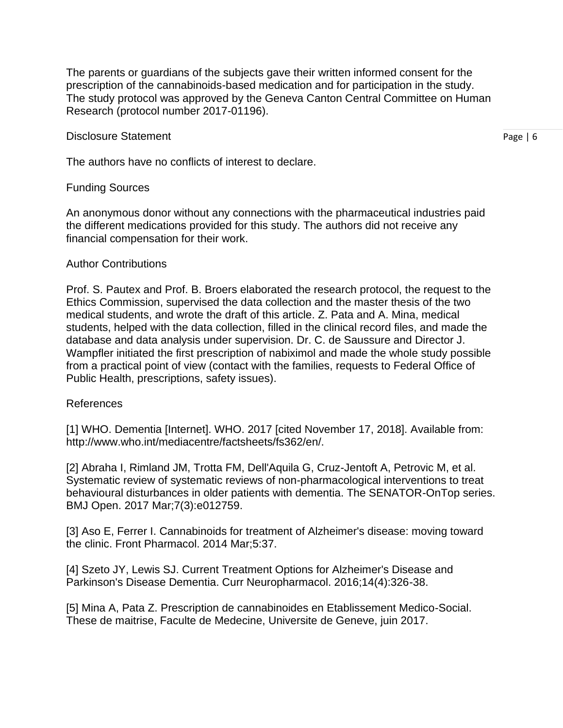The parents or guardians of the subjects gave their written informed consent for the prescription of the cannabinoids-based medication and for participation in the study. The study protocol was approved by the Geneva Canton Central Committee on Human Research (protocol number 2017-01196).

## Disclosure Statement

The authors have no conflicts of interest to declare.

## Funding Sources

An anonymous donor without any connections with the pharmaceutical industries paid the different medications provided for this study. The authors did not receive any financial compensation for their work.

## Author Contributions

Prof. S. Pautex and Prof. B. Broers elaborated the research protocol, the request to the Ethics Commission, supervised the data collection and the master thesis of the two medical students, and wrote the draft of this article. Z. Pata and A. Mina, medical students, helped with the data collection, filled in the clinical record files, and made the database and data analysis under supervision. Dr. C. de Saussure and Director J. Wampfler initiated the first prescription of nabiximol and made the whole study possible from a practical point of view (contact with the families, requests to Federal Office of Public Health, prescriptions, safety issues).

## References

[1] WHO. Dementia [Internet]. WHO. 2017 [cited November 17, 2018]. Available from: http://www.who.int/mediacentre/factsheets/fs362/en/.

[2] Abraha I, Rimland JM, Trotta FM, Dell'Aquila G, Cruz-Jentoft A, Petrovic M, et al. Systematic review of systematic reviews of non-pharmacological interventions to treat behavioural disturbances in older patients with dementia. The SENATOR-OnTop series. BMJ Open. 2017 Mar;7(3):e012759.

[3] Aso E, Ferrer I. Cannabinoids for treatment of Alzheimer's disease: moving toward the clinic. Front Pharmacol. 2014 Mar;5:37.

[4] Szeto JY, Lewis SJ. Current Treatment Options for Alzheimer's Disease and Parkinson's Disease Dementia. Curr Neuropharmacol. 2016;14(4):326-38.

[5] Mina A, Pata Z. Prescription de cannabinoides en Etablissement Medico-Social. These de maitrise, Faculte de Medecine, Universite de Geneve, juin 2017.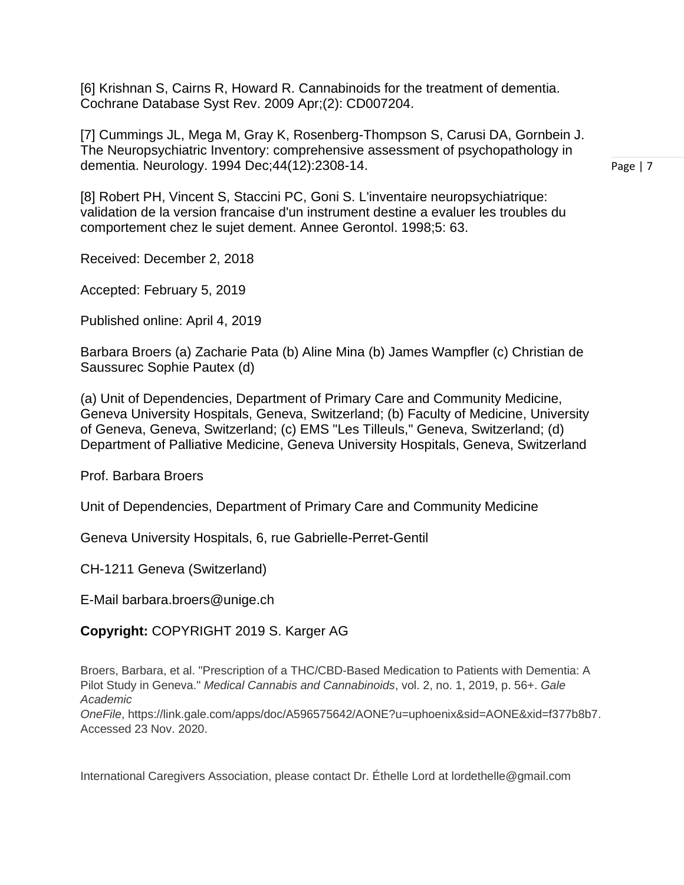[6] Krishnan S, Cairns R, Howard R. Cannabinoids for the treatment of dementia. Cochrane Database Syst Rev. 2009 Apr;(2): CD007204.

[7] Cummings JL, Mega M, Gray K, Rosenberg-Thompson S, Carusi DA, Gornbein J. The Neuropsychiatric Inventory: comprehensive assessment of psychopathology in dementia. Neurology. 1994 Dec;44(12):2308-14.

[8] Robert PH, Vincent S, Staccini PC, Goni S. L'inventaire neuropsychiatrique: validation de la version francaise d'un instrument destine a evaluer les troubles du comportement chez le sujet dement. Annee Gerontol. 1998;5: 63.

Received: December 2, 2018

Accepted: February 5, 2019

Published online: April 4, 2019

Barbara Broers (a) Zacharie Pata (b) Aline Mina (b) James Wampfler (c) Christian de Saussurec Sophie Pautex (d)

(a) Unit of Dependencies, Department of Primary Care and Community Medicine, Geneva University Hospitals, Geneva, Switzerland; (b) Faculty of Medicine, University of Geneva, Geneva, Switzerland; (c) EMS "Les Tilleuls," Geneva, Switzerland; (d) Department of Palliative Medicine, Geneva University Hospitals, Geneva, Switzerland

Prof. Barbara Broers

Unit of Dependencies, Department of Primary Care and Community Medicine

Geneva University Hospitals, 6, rue Gabrielle-Perret-Gentil

CH-1211 Geneva (Switzerland)

E-Mail barbara.broers@unige.ch

**Copyright:** COPYRIGHT 2019 S. Karger AG

Broers, Barbara, et al. "Prescription of a THC/CBD-Based Medication to Patients with Dementia: A Pilot Study in Geneva." *Medical Cannabis and Cannabinoids*, vol. 2, no. 1, 2019, p. 56+. *Gale Academic OneFile*, https://link.gale.com/apps/doc/A596575642/AONE?u=uphoenix&sid=AONE&xid=f377b8b7. Accessed 23 Nov. 2020.

International Caregivers Association, please contact Dr. Éthelle Lord at lordethelle@gmail.com